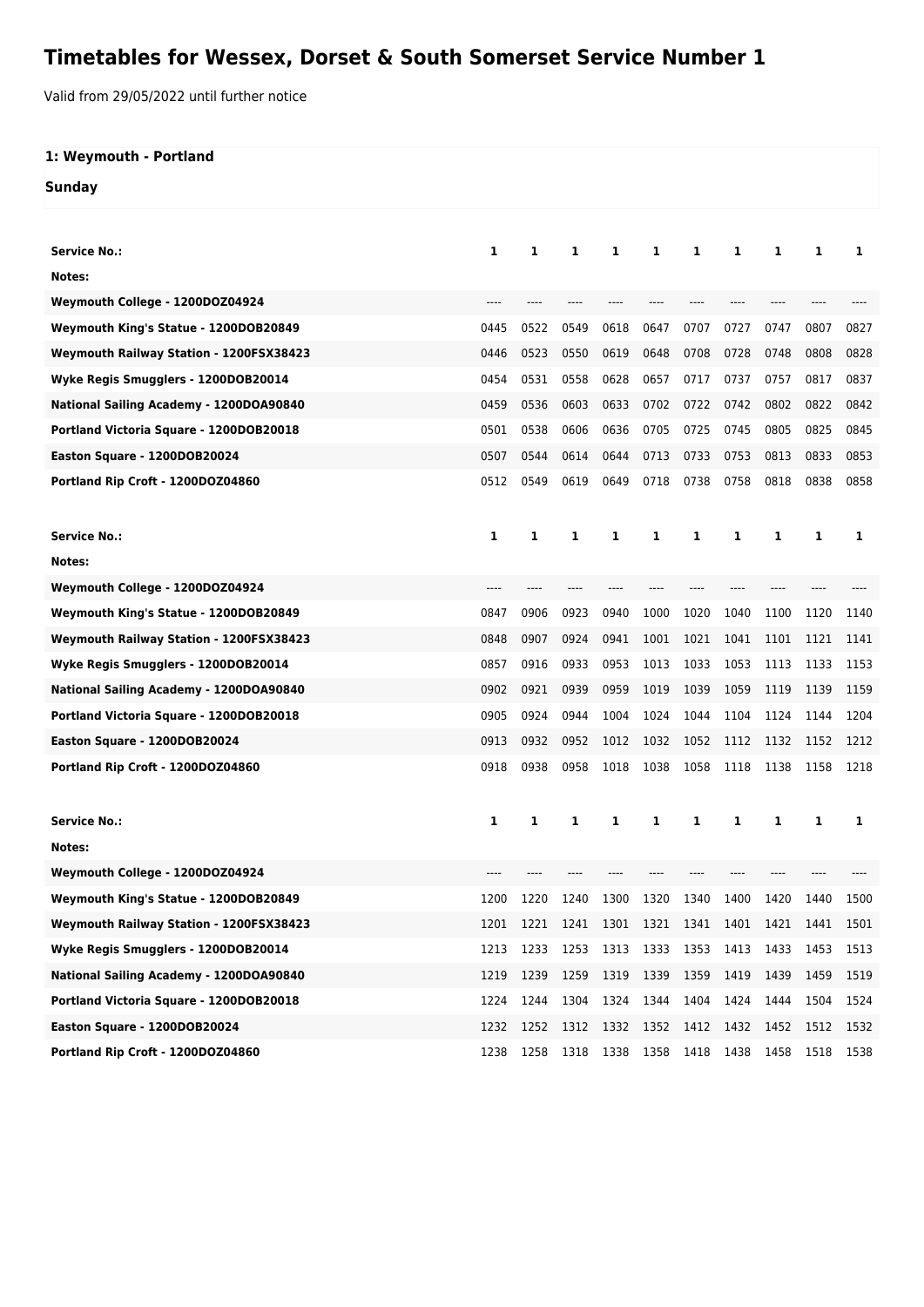# Timetables for Wessex, Dorset & South Somerset Service Number 1

Valid from 29/05/2022 until further notice

### 1: Weymouth - Portland

### Sunday

| Service No.: | 1 | 1 | 1 | 1 | 1 | 1 | 1 | 1 | 1 | 1 |
|---|---|---|---|---|---|---|---|---|---|---|
| Notes: | | | | | | | | | | |
| Weymouth College - 1200DOZ04924 | ---- | ---- | ---- | ---- | ---- | ---- | ---- | ---- | ---- | ---- |
| Weymouth King's Statue - 1200DOB20849 | 0445 | 0522 | 0549 | 0618 | 0647 | 0707 | 0727 | 0747 | 0807 | 0827 |
| Weymouth Railway Station - 1200FSX38423 | 0446 | 0523 | 0550 | 0619 | 0648 | 0708 | 0728 | 0748 | 0808 | 0828 |
| Wyke Regis Smugglers - 1200DOB20014 | 0454 | 0531 | 0558 | 0628 | 0657 | 0717 | 0737 | 0757 | 0817 | 0837 |
| National Sailing Academy - 1200DOA90840 | 0459 | 0536 | 0603 | 0633 | 0702 | 0722 | 0742 | 0802 | 0822 | 0842 |
| Portland Victoria Square - 1200DOB20018 | 0501 | 0538 | 0606 | 0636 | 0705 | 0725 | 0745 | 0805 | 0825 | 0845 |
| Easton Square - 1200DOB20024 | 0507 | 0544 | 0614 | 0644 | 0713 | 0733 | 0753 | 0813 | 0833 | 0853 |
| Portland Rip Croft - 1200DOZ04860 | 0512 | 0549 | 0619 | 0649 | 0718 | 0738 | 0758 | 0818 | 0838 | 0858 |

| Service No.: | 1 | 1 | 1 | 1 | 1 | 1 | 1 | 1 | 1 | 1 |
|---|---|---|---|---|---|---|---|---|---|---|
| Notes: | | | | | | | | | | |
| Weymouth College - 1200DOZ04924 | ---- | ---- | ---- | ---- | ---- | ---- | ---- | ---- | ---- | ---- |
| Weymouth King's Statue - 1200DOB20849 | 0847 | 0906 | 0923 | 0940 | 1000 | 1020 | 1040 | 1100 | 1120 | 1140 |
| Weymouth Railway Station - 1200FSX38423 | 0848 | 0907 | 0924 | 0941 | 1001 | 1021 | 1041 | 1101 | 1121 | 1141 |
| Wyke Regis Smugglers - 1200DOB20014 | 0857 | 0916 | 0933 | 0953 | 1013 | 1033 | 1053 | 1113 | 1133 | 1153 |
| National Sailing Academy - 1200DOA90840 | 0902 | 0921 | 0939 | 0959 | 1019 | 1039 | 1059 | 1119 | 1139 | 1159 |
| Portland Victoria Square - 1200DOB20018 | 0905 | 0924 | 0944 | 1004 | 1024 | 1044 | 1104 | 1124 | 1144 | 1204 |
| Easton Square - 1200DOB20024 | 0913 | 0932 | 0952 | 1012 | 1032 | 1052 | 1112 | 1132 | 1152 | 1212 |
| Portland Rip Croft - 1200DOZ04860 | 0918 | 0938 | 0958 | 1018 | 1038 | 1058 | 1118 | 1138 | 1158 | 1218 |

| Service No.: | 1 | 1 | 1 | 1 | 1 | 1 | 1 | 1 | 1 | 1 |
|---|---|---|---|---|---|---|---|---|---|---|
| Notes: | | | | | | | | | | |
| Weymouth College - 1200DOZ04924 | ---- | ---- | ---- | ---- | ---- | ---- | ---- | ---- | ---- | ---- |
| Weymouth King's Statue - 1200DOB20849 | 1200 | 1220 | 1240 | 1300 | 1320 | 1340 | 1400 | 1420 | 1440 | 1500 |
| Weymouth Railway Station - 1200FSX38423 | 1201 | 1221 | 1241 | 1301 | 1321 | 1341 | 1401 | 1421 | 1441 | 1501 |
| Wyke Regis Smugglers - 1200DOB20014 | 1213 | 1233 | 1253 | 1313 | 1333 | 1353 | 1413 | 1433 | 1453 | 1513 |
| National Sailing Academy - 1200DOA90840 | 1219 | 1239 | 1259 | 1319 | 1339 | 1359 | 1419 | 1439 | 1459 | 1519 |
| Portland Victoria Square - 1200DOB20018 | 1224 | 1244 | 1304 | 1324 | 1344 | 1404 | 1424 | 1444 | 1504 | 1524 |
| Easton Square - 1200DOB20024 | 1232 | 1252 | 1312 | 1332 | 1352 | 1412 | 1432 | 1452 | 1512 | 1532 |
| Portland Rip Croft - 1200DOZ04860 | 1238 | 1258 | 1318 | 1338 | 1358 | 1418 | 1438 | 1458 | 1518 | 1538 |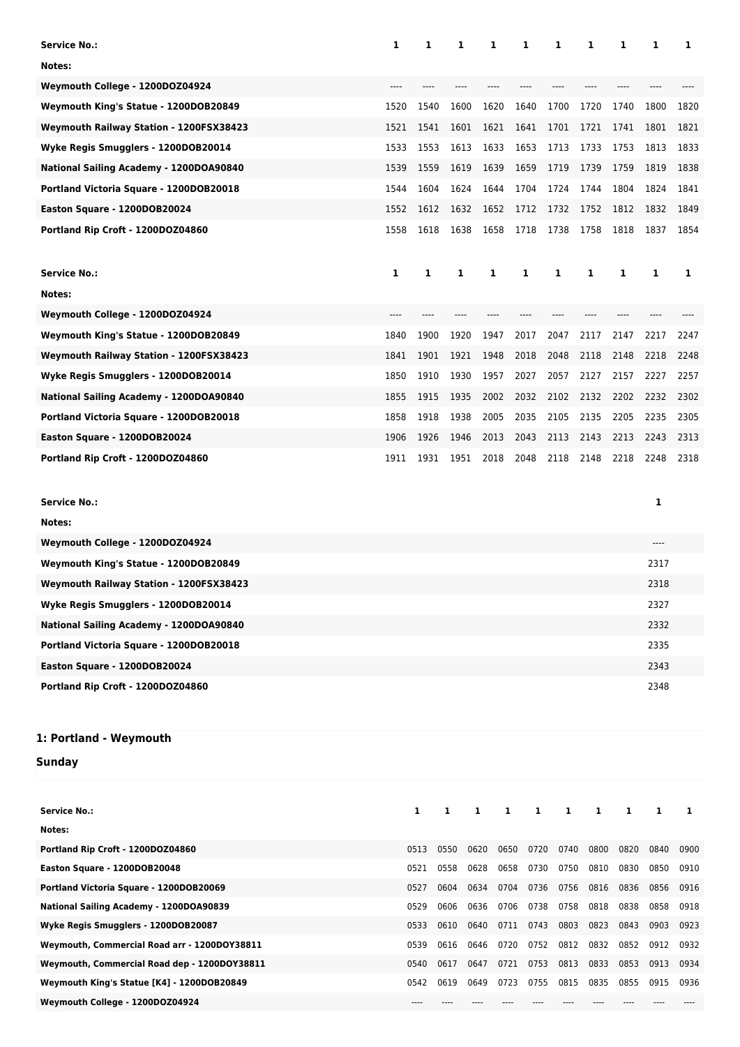| Service No.: | 1 | 1 | 1 | 1 | 1 | 1 | 1 | 1 | 1 | 1 |
|---|---|---|---|---|---|---|---|---|---|---|
| Notes: | | | | | | | | | | |
| Weymouth College - 1200DOZ04924 | ---- | ---- | ---- | ---- | ---- | ---- | ---- | ---- | ---- | ---- |
| Weymouth King's Statue - 1200DOB20849 | 1520 | 1540 | 1600 | 1620 | 1640 | 1700 | 1720 | 1740 | 1800 | 1820 |
| Weymouth Railway Station - 1200FSX38423 | 1521 | 1541 | 1601 | 1621 | 1641 | 1701 | 1721 | 1741 | 1801 | 1821 |
| Wyke Regis Smugglers - 1200DOB20014 | 1533 | 1553 | 1613 | 1633 | 1653 | 1713 | 1733 | 1753 | 1813 | 1833 |
| National Sailing Academy - 1200DOA90840 | 1539 | 1559 | 1619 | 1639 | 1659 | 1719 | 1739 | 1759 | 1819 | 1838 |
| Portland Victoria Square - 1200DOB20018 | 1544 | 1604 | 1624 | 1644 | 1704 | 1724 | 1744 | 1804 | 1824 | 1841 |
| Easton Square - 1200DOB20024 | 1552 | 1612 | 1632 | 1652 | 1712 | 1732 | 1752 | 1812 | 1832 | 1849 |
| Portland Rip Croft - 1200DOZ04860 | 1558 | 1618 | 1638 | 1658 | 1718 | 1738 | 1758 | 1818 | 1837 | 1854 |

| Service No.: | 1 | 1 | 1 | 1 | 1 | 1 | 1 | 1 | 1 | 1 |
|---|---|---|---|---|---|---|---|---|---|---|
| Notes: | | | | | | | | | | |
| Weymouth College - 1200DOZ04924 | ---- | ---- | ---- | ---- | ---- | ---- | ---- | ---- | ---- | ---- |
| Weymouth King's Statue - 1200DOB20849 | 1840 | 1900 | 1920 | 1947 | 2017 | 2047 | 2117 | 2147 | 2217 | 2247 |
| Weymouth Railway Station - 1200FSX38423 | 1841 | 1901 | 1921 | 1948 | 2018 | 2048 | 2118 | 2148 | 2218 | 2248 |
| Wyke Regis Smugglers - 1200DOB20014 | 1850 | 1910 | 1930 | 1957 | 2027 | 2057 | 2127 | 2157 | 2227 | 2257 |
| National Sailing Academy - 1200DOA90840 | 1855 | 1915 | 1935 | 2002 | 2032 | 2102 | 2132 | 2202 | 2232 | 2302 |
| Portland Victoria Square - 1200DOB20018 | 1858 | 1918 | 1938 | 2005 | 2035 | 2105 | 2135 | 2205 | 2235 | 2305 |
| Easton Square - 1200DOB20024 | 1906 | 1926 | 1946 | 2013 | 2043 | 2113 | 2143 | 2213 | 2243 | 2313 |
| Portland Rip Croft - 1200DOZ04860 | 1911 | 1931 | 1951 | 2018 | 2048 | 2118 | 2148 | 2218 | 2248 | 2318 |

| Service No.: | 1 |
|---|---|
| Notes: | |
| Weymouth College - 1200DOZ04924 | ---- |
| Weymouth King's Statue - 1200DOB20849 | 2317 |
| Weymouth Railway Station - 1200FSX38423 | 2318 |
| Wyke Regis Smugglers - 1200DOB20014 | 2327 |
| National Sailing Academy - 1200DOA90840 | 2332 |
| Portland Victoria Square - 1200DOB20018 | 2335 |
| Easton Square - 1200DOB20024 | 2343 |
| Portland Rip Croft - 1200DOZ04860 | 2348 |

## 1: Portland - Weymouth

### Sunday

| Service No.: | 1 | 1 | 1 | 1 | 1 | 1 | 1 | 1 | 1 | 1 |
|---|---|---|---|---|---|---|---|---|---|---|
| Notes: | | | | | | | | | | |
| Portland Rip Croft - 1200DOZ04860 | 0513 | 0550 | 0620 | 0650 | 0720 | 0740 | 0800 | 0820 | 0840 | 0900 |
| Easton Square - 1200DOB20048 | 0521 | 0558 | 0628 | 0658 | 0730 | 0750 | 0810 | 0830 | 0850 | 0910 |
| Portland Victoria Square - 1200DOB20069 | 0527 | 0604 | 0634 | 0704 | 0736 | 0756 | 0816 | 0836 | 0856 | 0916 |
| National Sailing Academy - 1200DOA90839 | 0529 | 0606 | 0636 | 0706 | 0738 | 0758 | 0818 | 0838 | 0858 | 0918 |
| Wyke Regis Smugglers - 1200DOB20087 | 0533 | 0610 | 0640 | 0711 | 0743 | 0803 | 0823 | 0843 | 0903 | 0923 |
| Weymouth, Commercial Road arr - 1200DOY38811 | 0539 | 0616 | 0646 | 0720 | 0752 | 0812 | 0832 | 0852 | 0912 | 0932 |
| Weymouth, Commercial Road dep - 1200DOY38811 | 0540 | 0617 | 0647 | 0721 | 0753 | 0813 | 0833 | 0853 | 0913 | 0934 |
| Weymouth King's Statue [K4] - 1200DOB20849 | 0542 | 0619 | 0649 | 0723 | 0755 | 0815 | 0835 | 0855 | 0915 | 0936 |
| Weymouth College - 1200DOZ04924 | ---- | ---- | ---- | ---- | ---- | ---- | ---- | ---- | ---- | ---- |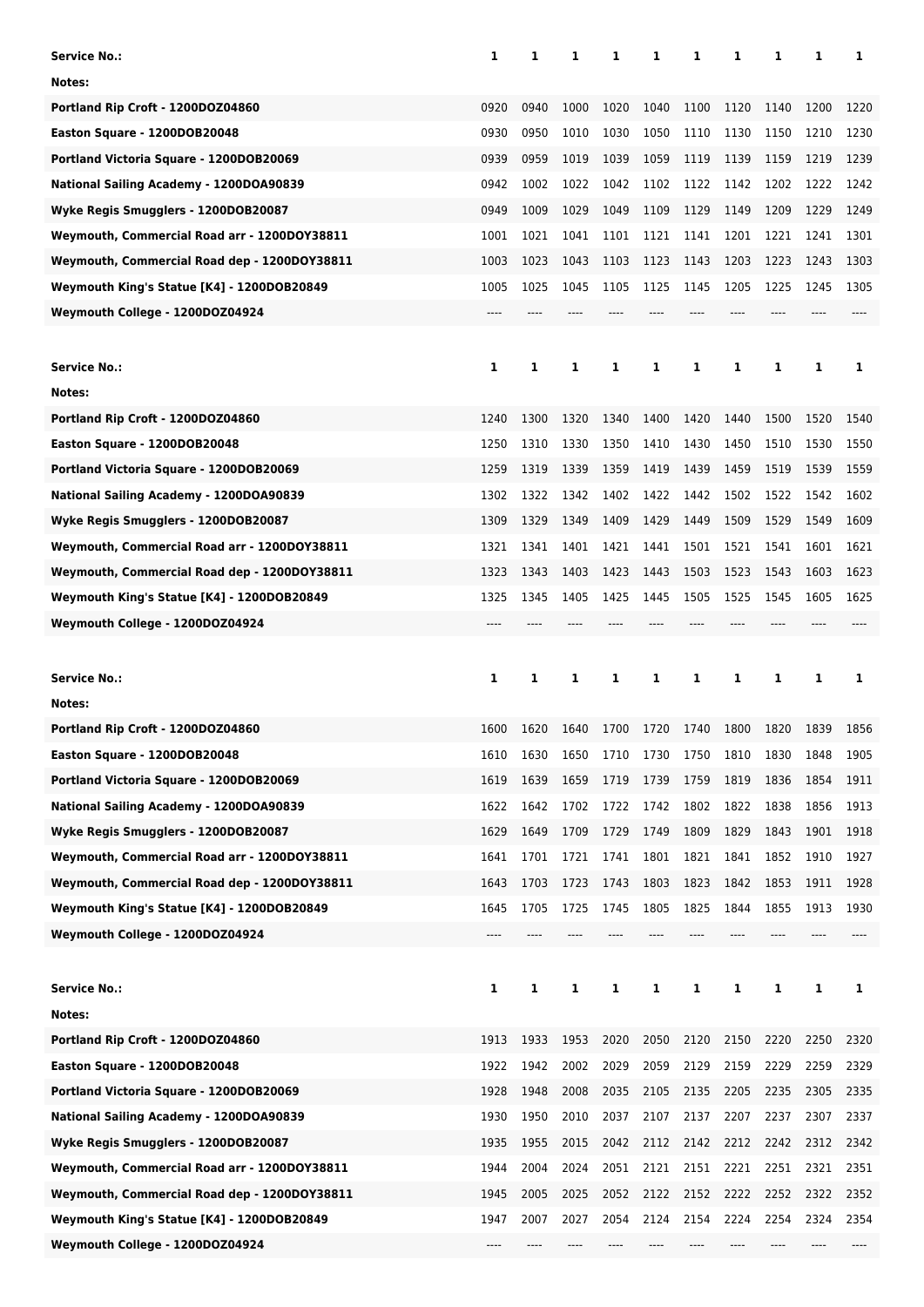| Service No.: | 1 | 1 | 1 | 1 | 1 | 1 | 1 | 1 | 1 | 1 |
|---|---|---|---|---|---|---|---|---|---|---|
| Notes: | | | | | | | | | | |
| Portland Rip Croft - 1200DOZ04860 | 0920 | 0940 | 1000 | 1020 | 1040 | 1100 | 1120 | 1140 | 1200 | 1220 |
| Easton Square - 1200DOB20048 | 0930 | 0950 | 1010 | 1030 | 1050 | 1110 | 1130 | 1150 | 1210 | 1230 |
| Portland Victoria Square - 1200DOB20069 | 0939 | 0959 | 1019 | 1039 | 1059 | 1119 | 1139 | 1159 | 1219 | 1239 |
| National Sailing Academy - 1200DOA90839 | 0942 | 1002 | 1022 | 1042 | 1102 | 1122 | 1142 | 1202 | 1222 | 1242 |
| Wyke Regis Smugglers - 1200DOB20087 | 0949 | 1009 | 1029 | 1049 | 1109 | 1129 | 1149 | 1209 | 1229 | 1249 |
| Weymouth, Commercial Road arr - 1200DOY38811 | 1001 | 1021 | 1041 | 1101 | 1121 | 1141 | 1201 | 1221 | 1241 | 1301 |
| Weymouth, Commercial Road dep - 1200DOY38811 | 1003 | 1023 | 1043 | 1103 | 1123 | 1143 | 1203 | 1223 | 1243 | 1303 |
| Weymouth King's Statue [K4] - 1200DOB20849 | 1005 | 1025 | 1045 | 1105 | 1125 | 1145 | 1205 | 1225 | 1245 | 1305 |
| Weymouth College - 1200DOZ04924 | ---- | ---- | ---- | ---- | ---- | ---- | ---- | ---- | ---- | ---- |

| Service No.: | 1 | 1 | 1 | 1 | 1 | 1 | 1 | 1 | 1 | 1 |
|---|---|---|---|---|---|---|---|---|---|---|
| Notes: | | | | | | | | | | |
| Portland Rip Croft - 1200DOZ04860 | 1240 | 1300 | 1320 | 1340 | 1400 | 1420 | 1440 | 1500 | 1520 | 1540 |
| Easton Square - 1200DOB20048 | 1250 | 1310 | 1330 | 1350 | 1410 | 1430 | 1450 | 1510 | 1530 | 1550 |
| Portland Victoria Square - 1200DOB20069 | 1259 | 1319 | 1339 | 1359 | 1419 | 1439 | 1459 | 1519 | 1539 | 1559 |
| National Sailing Academy - 1200DOA90839 | 1302 | 1322 | 1342 | 1402 | 1422 | 1442 | 1502 | 1522 | 1542 | 1602 |
| Wyke Regis Smugglers - 1200DOB20087 | 1309 | 1329 | 1349 | 1409 | 1429 | 1449 | 1509 | 1529 | 1549 | 1609 |
| Weymouth, Commercial Road arr - 1200DOY38811 | 1321 | 1341 | 1401 | 1421 | 1441 | 1501 | 1521 | 1541 | 1601 | 1621 |
| Weymouth, Commercial Road dep - 1200DOY38811 | 1323 | 1343 | 1403 | 1423 | 1443 | 1503 | 1523 | 1543 | 1603 | 1623 |
| Weymouth King's Statue [K4] - 1200DOB20849 | 1325 | 1345 | 1405 | 1425 | 1445 | 1505 | 1525 | 1545 | 1605 | 1625 |
| Weymouth College - 1200DOZ04924 | ---- | ---- | ---- | ---- | ---- | ---- | ---- | ---- | ---- | ---- |

| Service No.: | 1 | 1 | 1 | 1 | 1 | 1 | 1 | 1 | 1 | 1 |
|---|---|---|---|---|---|---|---|---|---|---|
| Notes: | | | | | | | | | | |
| Portland Rip Croft - 1200DOZ04860 | 1600 | 1620 | 1640 | 1700 | 1720 | 1740 | 1800 | 1820 | 1839 | 1856 |
| Easton Square - 1200DOB20048 | 1610 | 1630 | 1650 | 1710 | 1730 | 1750 | 1810 | 1830 | 1848 | 1905 |
| Portland Victoria Square - 1200DOB20069 | 1619 | 1639 | 1659 | 1719 | 1739 | 1759 | 1819 | 1836 | 1854 | 1911 |
| National Sailing Academy - 1200DOA90839 | 1622 | 1642 | 1702 | 1722 | 1742 | 1802 | 1822 | 1838 | 1856 | 1913 |
| Wyke Regis Smugglers - 1200DOB20087 | 1629 | 1649 | 1709 | 1729 | 1749 | 1809 | 1829 | 1843 | 1901 | 1918 |
| Weymouth, Commercial Road arr - 1200DOY38811 | 1641 | 1701 | 1721 | 1741 | 1801 | 1821 | 1841 | 1852 | 1910 | 1927 |
| Weymouth, Commercial Road dep - 1200DOY38811 | 1643 | 1703 | 1723 | 1743 | 1803 | 1823 | 1842 | 1853 | 1911 | 1928 |
| Weymouth King's Statue [K4] - 1200DOB20849 | 1645 | 1705 | 1725 | 1745 | 1805 | 1825 | 1844 | 1855 | 1913 | 1930 |
| Weymouth College - 1200DOZ04924 | ---- | ---- | ---- | ---- | ---- | ---- | ---- | ---- | ---- | ---- |

| Service No.: | 1 | 1 | 1 | 1 | 1 | 1 | 1 | 1 | 1 | 1 |
|---|---|---|---|---|---|---|---|---|---|---|
| Notes: | | | | | | | | | | |
| Portland Rip Croft - 1200DOZ04860 | 1913 | 1933 | 1953 | 2020 | 2050 | 2120 | 2150 | 2220 | 2250 | 2320 |
| Easton Square - 1200DOB20048 | 1922 | 1942 | 2002 | 2029 | 2059 | 2129 | 2159 | 2229 | 2259 | 2329 |
| Portland Victoria Square - 1200DOB20069 | 1928 | 1948 | 2008 | 2035 | 2105 | 2135 | 2205 | 2235 | 2305 | 2335 |
| National Sailing Academy - 1200DOA90839 | 1930 | 1950 | 2010 | 2037 | 2107 | 2137 | 2207 | 2237 | 2307 | 2337 |
| Wyke Regis Smugglers - 1200DOB20087 | 1935 | 1955 | 2015 | 2042 | 2112 | 2142 | 2212 | 2242 | 2312 | 2342 |
| Weymouth, Commercial Road arr - 1200DOY38811 | 1944 | 2004 | 2024 | 2051 | 2121 | 2151 | 2221 | 2251 | 2321 | 2351 |
| Weymouth, Commercial Road dep - 1200DOY38811 | 1945 | 2005 | 2025 | 2052 | 2122 | 2152 | 2222 | 2252 | 2322 | 2352 |
| Weymouth King's Statue [K4] - 1200DOB20849 | 1947 | 2007 | 2027 | 2054 | 2124 | 2154 | 2224 | 2254 | 2324 | 2354 |
| Weymouth College - 1200DOZ04924 | ---- | ---- | ---- | ---- | ---- | ---- | ---- | ---- | ---- | ---- |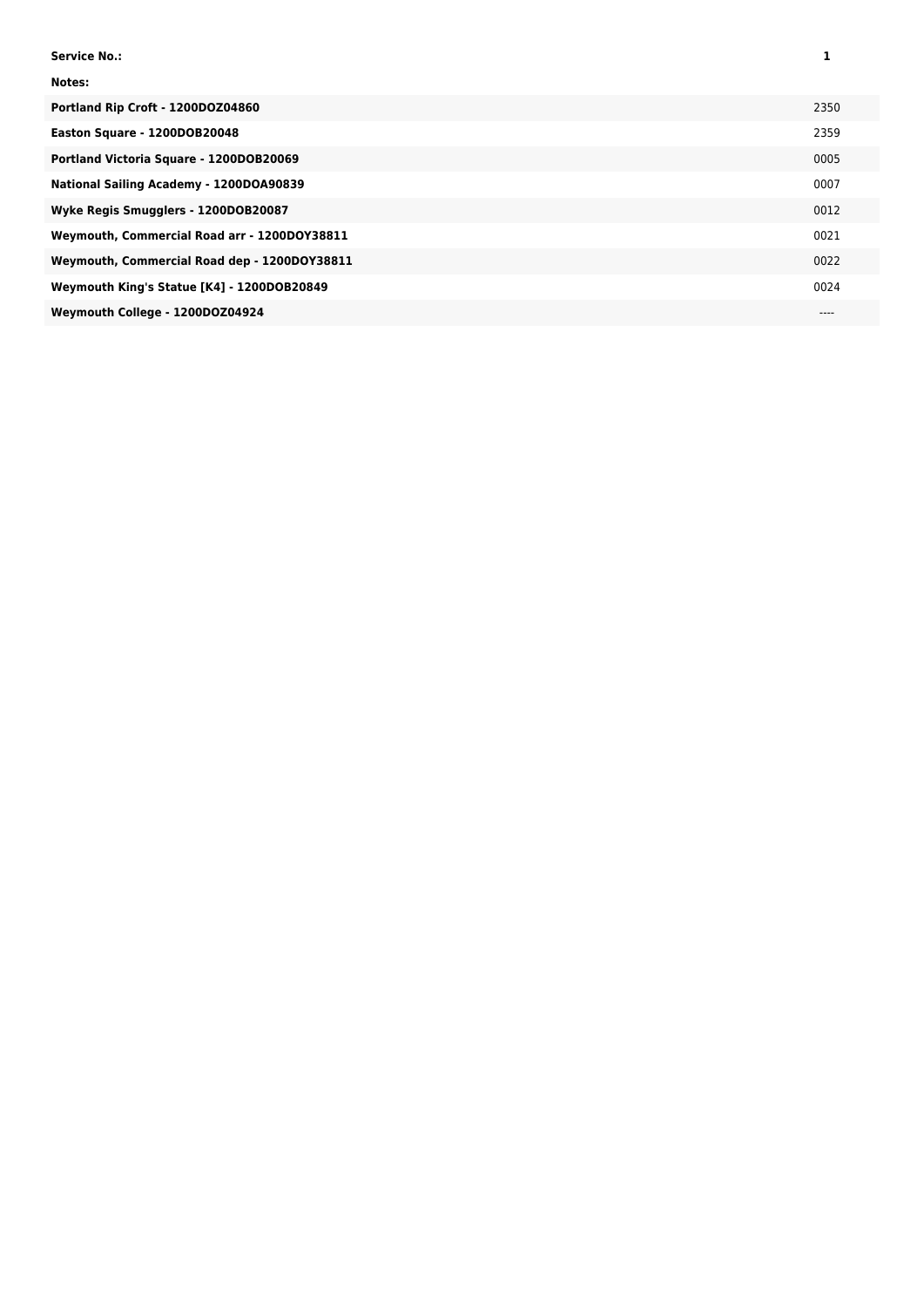| | |
|---|---|
| **Service No.:** | **1** |
| **Notes:** | |
| **Portland Rip Croft - 1200DOZ04860** | 2350 |
| **Easton Square - 1200DOB20048** | 2359 |
| **Portland Victoria Square - 1200DOB20069** | 0005 |
| **National Sailing Academy - 1200DOA90839** | 0007 |
| **Wyke Regis Smugglers - 1200DOB20087** | 0012 |
| **Weymouth, Commercial Road arr - 1200DOY38811** | 0021 |
| **Weymouth, Commercial Road dep - 1200DOY38811** | 0022 |
| **Weymouth King's Statue [K4] - 1200DOB20849** | 0024 |
| **Weymouth College - 1200DOZ04924** | ---- |